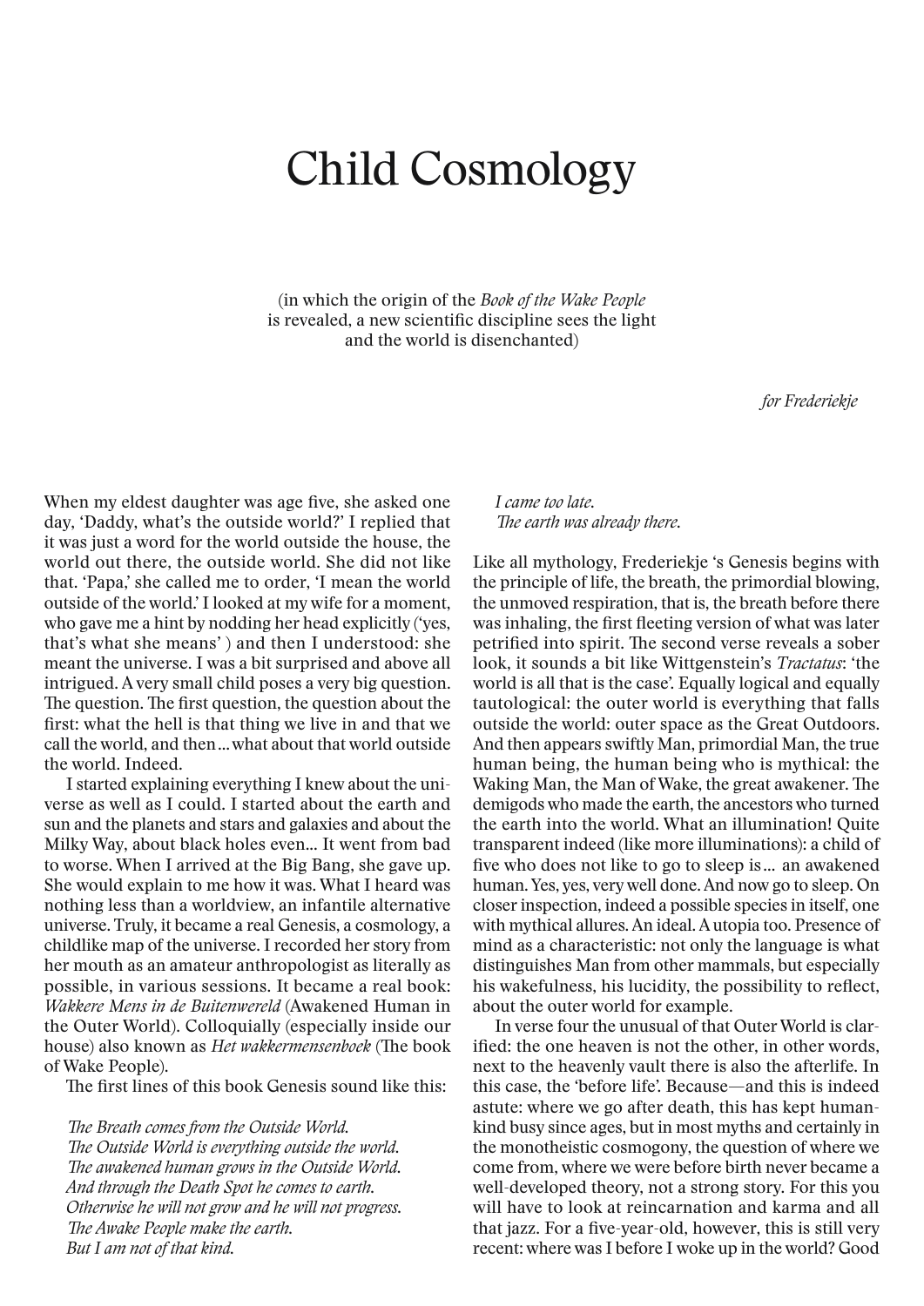# Child Cosmology

(in which the origin of the *Book of the Wake People* is revealed, a new scientific discipline sees the light and the world is disenchanted)

*for Frederiekje*

When my eldest daughter was age five, she asked one day, 'Daddy, what's the outside world?' I replied that it was just a word for the world outside the house, the world out there, the outside world. She did not like that. 'Papa,' she called me to order, 'I mean the world outside of the world.' I looked at my wife for a moment, who gave me a hint by nodding her head explicitly ('yes, that's what she means' ) and then I understood: she meant the universe. I was a bit surprised and above all intrigued. A very small child poses a very big question. The question. The first question, the question about the first: what the hell is that thing we live in and that we call the world, and then... what about that world outside the world. Indeed.

I started explaining everything I knew about the universe as well as I could. I started about the earth and sun and the planets and stars and galaxies and about the Milky Way, about black holes even... It went from bad to worse. When I arrived at the Big Bang, she gave up. She would explain to me how it was. What I heard was nothing less than a worldview, an infantile alternative universe. Truly, it became a real Genesis, a cosmology, a childlike map of the universe. I recorded her story from her mouth as an amateur anthropologist as literally as possible, in various sessions. It became a real book: *Wakkere Mens in de Buitenwereld* (Awakened Human in the Outer World). Colloquially (especially inside our house) also known as *Het wakkermensenboek* (The book of Wake People).

The first lines of this book Genesis sound like this:

*The Breath comes from the Outside World.*
*The Outside World is everything outside the world.*
*The awakened human grows in the Outside World.*
*And through the Death Spot he comes to earth.*
*Otherwise he will not grow and he will not progress.*
*The Awake People make the earth.*
*But I am not of that kind.*
*I came too late.*
*The earth was already there.*

Like all mythology, Frederiekje 's Genesis begins with the principle of life, the breath, the primordial blowing, the unmoved respiration, that is, the breath before there was inhaling, the first fleeting version of what was later petrified into spirit. The second verse reveals a sober look, it sounds a bit like Wittgenstein's *Tractatus*: 'the world is all that is the case'. Equally logical and equally tautological: the outer world is everything that falls outside the world: outer space as the Great Outdoors. And then appears swiftly Man, primordial Man, the true human being, the human being who is mythical: the Waking Man, the Man of Wake, the great awakener. The demigods who made the earth, the ancestors who turned the earth into the world. What an illumination! Quite transparent indeed (like more illuminations): a child of five who does not like to go to sleep is... an awakened human. Yes, yes, very well done. And now go to sleep. On closer inspection, indeed a possible species in itself, one with mythical allures. An ideal. A utopia too. Presence of mind as a characteristic: not only the language is what distinguishes Man from other mammals, but especially his wakefulness, his lucidity, the possibility to reflect, about the outer world for example.

In verse four the unusual of that Outer World is clarified: the one heaven is not the other, in other words, next to the heavenly vault there is also the afterlife. In this case, the 'before life'. Because—and this is indeed astute: where we go after death, this has kept humankind busy since ages, but in most myths and certainly in the monotheistic cosmogony, the question of where we come from, where we were before birth never became a well-developed theory, not a strong story. For this you will have to look at reincarnation and karma and all that jazz. For a five-year-old, however, this is still very recent: where was I before I woke up in the world? Good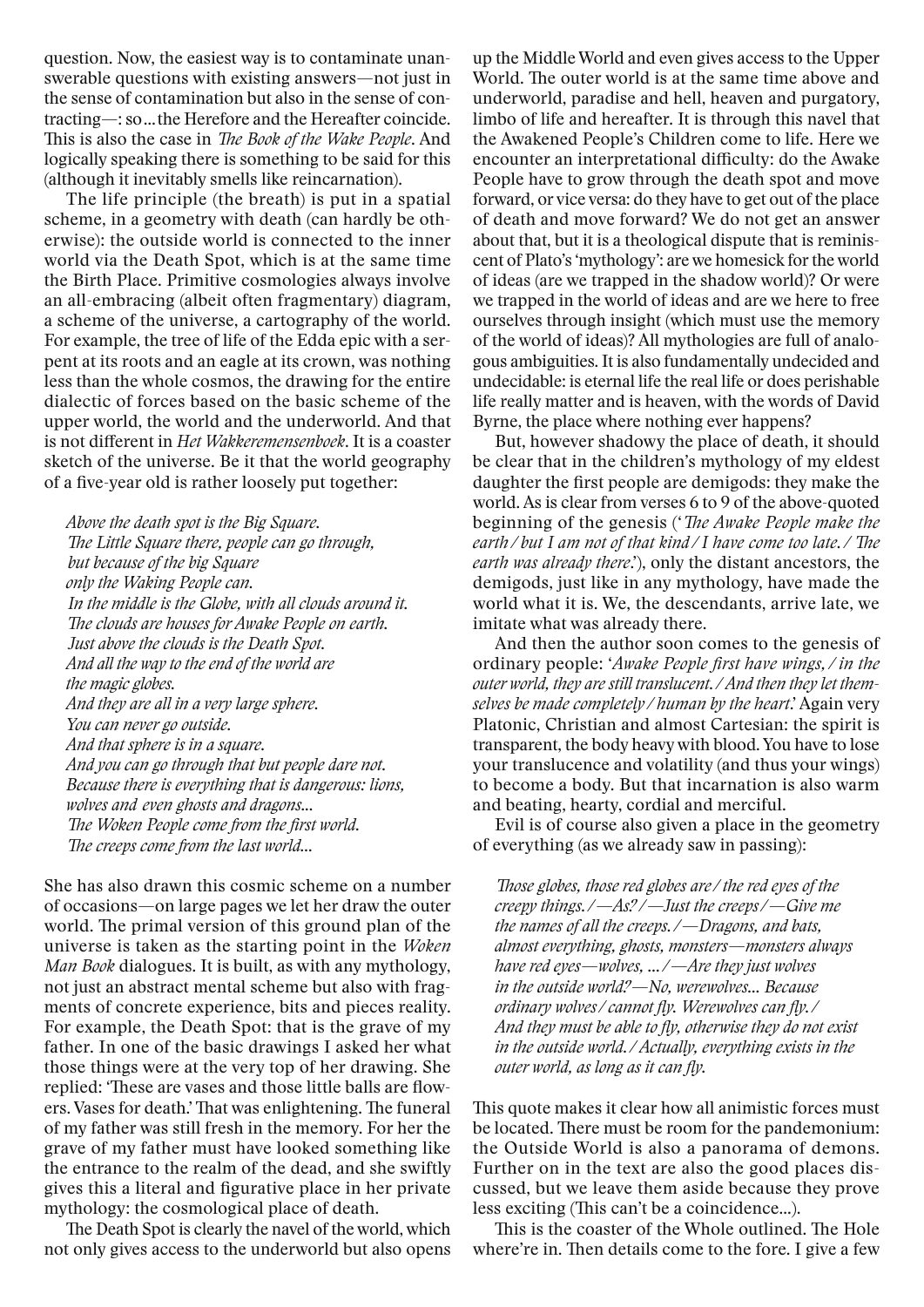question. Now, the easiest way is to contaminate unanswerable questions with existing answers—not just in the sense of contamination but also in the sense of contracting—: so ... the Herefore and the Hereafter coincide. This is also the case in *The Book of the Wake People*. And logically speaking there is something to be said for this (although it inevitably smells like reincarnation).

The life principle (the breath) is put in a spatial scheme, in a geometry with death (can hardly be otherwise): the outside world is connected to the inner world via the Death Spot, which is at the same time the Birth Place. Primitive cosmologies always involve an all-embracing (albeit often fragmentary) diagram, a scheme of the universe, a cartography of the world. For example, the tree of life of the Edda epic with a serpent at its roots and an eagle at its crown, was nothing less than the whole cosmos, the drawing for the entire dialectic of forces based on the basic scheme of the upper world, the world and the underworld. And that is not different in *Het Wakkeremensenboek*. It is a coaster sketch of the universe. Be it that the world geography of a five-year old is rather loosely put together:

*Above the death spot is the Big Square.*
*The Little Square there, people can go through,*
*but because of the big Square*
*only the Waking People can.*
*In the middle is the Globe, with all clouds around it.*
*The clouds are houses for Awake People on earth.*
*Just above the clouds is the Death Spot.*
*And all the way to the end of the world are*
*the magic globes.*
*And they are all in a very large sphere.*
*You can never go outside.*
*And that sphere is in a square.*
*And you can go through that but people dare not.*
*Because there is everything that is dangerous: lions,*
*wolves and even ghosts and dragons...*
*The Woken People come from the first world.*
*The creeps come from the last world...*

She has also drawn this cosmic scheme on a number of occasions—on large pages we let her draw the outer world. The primal version of this ground plan of the universe is taken as the starting point in the *Woken Man Book* dialogues. It is built, as with any mythology, not just an abstract mental scheme but also with fragments of concrete experience, bits and pieces reality. For example, the Death Spot: that is the grave of my father. In one of the basic drawings I asked her what those things were at the very top of her drawing. She replied: 'These are vases and those little balls are flowers. Vases for death.' That was enlightening. The funeral of my father was still fresh in the memory. For her the grave of my father must have looked something like the entrance to the realm of the dead, and she swiftly gives this a literal and figurative place in her private mythology: the cosmological place of death.

The Death Spot is clearly the navel of the world, which not only gives access to the underworld but also opens up the Middle World and even gives access to the Upper World. The outer world is at the same time above and underworld, paradise and hell, heaven and purgatory, limbo of life and hereafter. It is through this navel that the Awakened People's Children come to life. Here we encounter an interpretational difficulty: do the Awake People have to grow through the death spot and move forward, or vice versa: do they have to get out of the place of death and move forward? We do not get an answer about that, but it is a theological dispute that is reminiscent of Plato's 'mythology': are we homesick for the world of ideas (are we trapped in the shadow world)? Or were we trapped in the world of ideas and are we here to free ourselves through insight (which must use the memory of the world of ideas)? All mythologies are full of analogous ambiguities. It is also fundamentally undecided and undecidable: is eternal life the real life or does perishable life really matter and is heaven, with the words of David Byrne, the place where nothing ever happens?

But, however shadowy the place of death, it should be clear that in the children's mythology of my eldest daughter the first people are demigods: they make the world. As is clear from verses 6 to 9 of the above-quoted beginning of the genesis ('*The Awake People make the earth / but I am not of that kind / I have come too late. / The earth was already there*.'), only the distant ancestors, the demigods, just like in any mythology, have made the world what it is. We, the descendants, arrive late, we imitate what was already there.

And then the author soon comes to the genesis of ordinary people: '*Awake People first have wings, / in the outer world, they are still translucent. / And then they let themselves be made completely / human by the heart*.' Again very Platonic, Christian and almost Cartesian: the spirit is transparent, the body heavy with blood. You have to lose your translucence and volatility (and thus your wings) to become a body. But that incarnation is also warm and beating, hearty, cordial and merciful.

Evil is of course also given a place in the geometry of everything (as we already saw in passing):

*Those globes, those red globes are / the red eyes of the creepy things. / —As? / —Just the creeps / —Give me the names of all the creeps. / —Dragons, and bats, almost everything, ghosts, monsters—monsters always have red eyes—wolves, ... / —Are they just wolves in the outside world?—No, werewolves... Because ordinary wolves / cannot fly. Werewolves can fly. / And they must be able to fly, otherwise they do not exist in the outside world. / Actually, everything exists in the outer world, as long as it can fly.*

This quote makes it clear how all animistic forces must be located. There must be room for the pandemonium: the Outside World is also a panorama of demons. Further on in the text are also the good places discussed, but we leave them aside because they prove less exciting (This can't be a coincidence...).

This is the coaster of the Whole outlined. The Hole where're in. Then details come to the fore. I give a few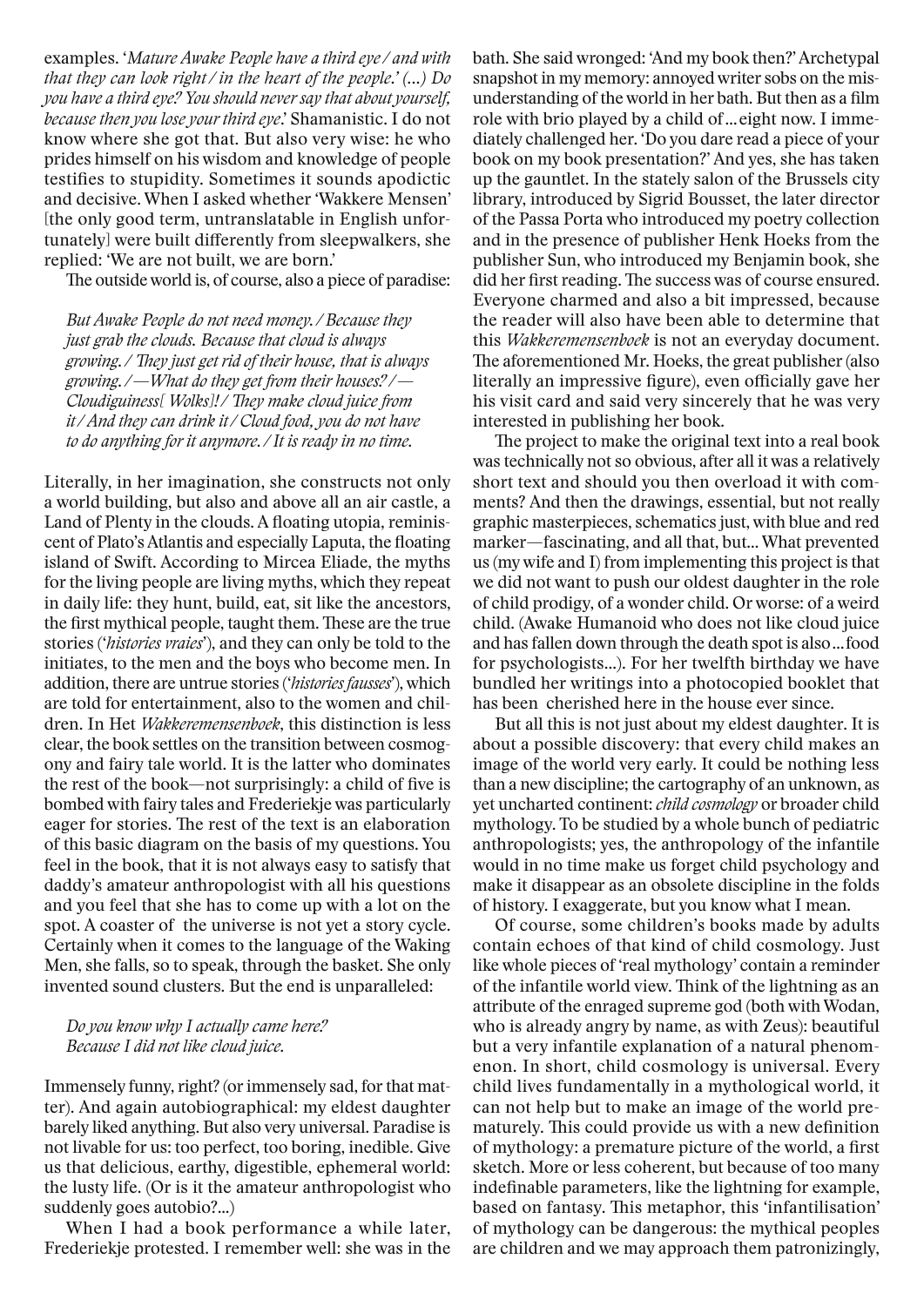examples. '*Mature Awake People have a third eye / and with that they can look right / in the heart of the people.' (...) Do you have a third eye? You should never say that about yourself, because then you lose your third eye*.' Shamanistic. I do not know where she got that. But also very wise: he who prides himself on his wisdom and knowledge of people testifies to stupidity. Sometimes it sounds apodictic and decisive. When I asked whether 'Wakkere Mensen' [the only good term, untranslatable in English unfortunately] were built differently from sleepwalkers, she replied: 'We are not built, we are born.'

The outside world is, of course, also a piece of paradise:

> *But Awake People do not need money. / Because they just grab the clouds. Because that cloud is always growing. / They just get rid of their house, that is always growing. / —What do they get from their houses? / —Cloudiguiness[ Wolks]! / They make cloud juice from it / And they can drink it / Cloud food, you do not have to do anything for it anymore. / It is ready in no time.*

Literally, in her imagination, she constructs not only a world building, but also and above all an air castle, a Land of Plenty in the clouds. A floating utopia, reminiscent of Plato's Atlantis and especially Laputa, the floating island of Swift. According to Mircea Eliade, the myths for the living people are living myths, which they repeat in daily life: they hunt, build, eat, sit like the ancestors, the first mythical people, taught them. These are the true stories ('*histories vraies*'), and they can only be told to the initiates, to the men and the boys who become men. In addition, there are untrue stories ('*histories fausses*'), which are told for entertainment, also to the women and children. In Het *Wakkeremensenboek*, this distinction is less clear, the book settles on the transition between cosmogony and fairy tale world. It is the latter who dominates the rest of the book—not surprisingly: a child of five is bombed with fairy tales and Frederiekje was particularly eager for stories. The rest of the text is an elaboration of this basic diagram on the basis of my questions. You feel in the book, that it is not always easy to satisfy that daddy's amateur anthropologist with all his questions and you feel that she has to come up with a lot on the spot. A coaster of the universe is not yet a story cycle. Certainly when it comes to the language of the Waking Men, she falls, so to speak, through the basket. She only invented sound clusters. But the end is unparalleled:

> *Do you know why I actually came here?*
> *Because I did not like cloud juice.*

Immensely funny, right? (or immensely sad, for that matter). And again autobiographical: my eldest daughter barely liked anything. But also very universal. Paradise is not livable for us: too perfect, too boring, inedible. Give us that delicious, earthy, digestible, ephemeral world: the lusty life. (Or is it the amateur anthropologist who suddenly goes autobio?...)

When I had a book performance a while later, Frederiekje protested. I remember well: she was in the bath. She said wronged: 'And my book then?' Archetypal snapshot in my memory: annoyed writer sobs on the misunderstanding of the world in her bath. But then as a film role with brio played by a child of ... eight now. I immediately challenged her. 'Do you dare read a piece of your book on my book presentation?' And yes, she has taken up the gauntlet. In the stately salon of the Brussels city library, introduced by Sigrid Bousset, the later director of the Passa Porta who introduced my poetry collection and in the presence of publisher Henk Hoeks from the publisher Sun, who introduced my Benjamin book, she did her first reading. The success was of course ensured. Everyone charmed and also a bit impressed, because the reader will also have been able to determine that this *Wakkeremensenboek* is not an everyday document. The aforementioned Mr. Hoeks, the great publisher (also literally an impressive figure), even officially gave her his visit card and said very sincerely that he was very interested in publishing her book.

The project to make the original text into a real book was technically not so obvious, after all it was a relatively short text and should you then overload it with comments? And then the drawings, essential, but not really graphic masterpieces, schematics just, with blue and red marker—fascinating, and all that, but... What prevented us (my wife and I) from implementing this project is that we did not want to push our oldest daughter in the role of child prodigy, of a wonder child. Or worse: of a weird child. (Awake Humanoid who does not like cloud juice and has fallen down through the death spot is also ... food for psychologists...). For her twelfth birthday we have bundled her writings into a photocopied booklet that has been cherished here in the house ever since.

But all this is not just about my eldest daughter. It is about a possible discovery: that every child makes an image of the world very early. It could be nothing less than a new discipline; the cartography of an unknown, as yet uncharted continent: *child cosmology* or broader child mythology. To be studied by a whole bunch of pediatric anthropologists; yes, the anthropology of the infantile would in no time make us forget child psychology and make it disappear as an obsolete discipline in the folds of history. I exaggerate, but you know what I mean.

Of course, some children's books made by adults contain echoes of that kind of child cosmology. Just like whole pieces of 'real mythology' contain a reminder of the infantile world view. Think of the lightning as an attribute of the enraged supreme god (both with Wodan, who is already angry by name, as with Zeus): beautiful but a very infantile explanation of a natural phenomenon. In short, child cosmology is universal. Every child lives fundamentally in a mythological world, it can not help but to make an image of the world prematurely. This could provide us with a new definition of mythology: a premature picture of the world, a first sketch. More or less coherent, but because of too many indefinable parameters, like the lightning for example, based on fantasy. This metaphor, this 'infantilisation' of mythology can be dangerous: the mythical peoples are children and we may approach them patronizingly,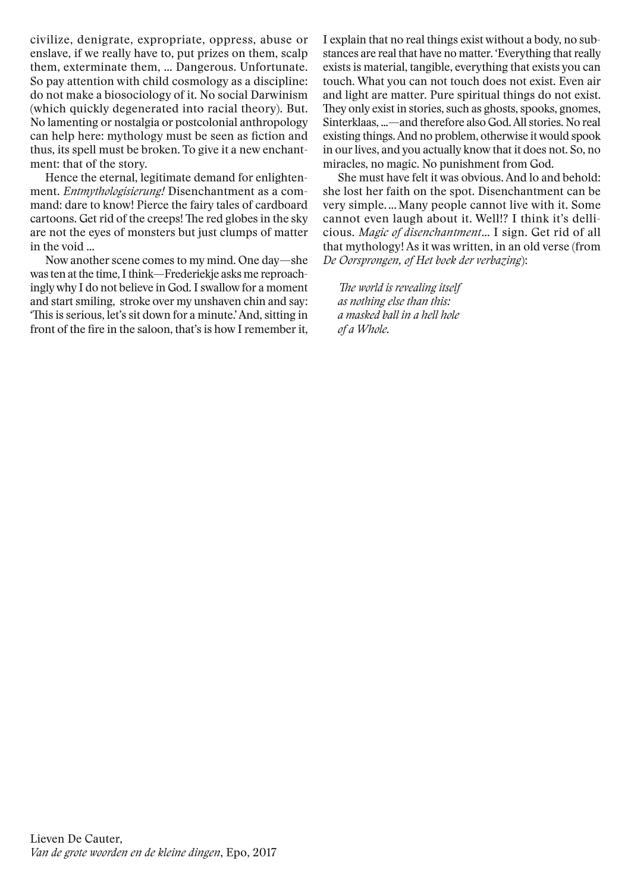civilize, denigrate, expropriate, oppress, abuse or enslave, if we really have to, put prizes on them, scalp them, exterminate them, ... Dangerous. Unfortunate. So pay attention with child cosmology as a discipline: do not make a biosociology of it. No social Darwinism (which quickly degenerated into racial theory). But. No lamenting or nostalgia or postcolonial anthropology can help here: mythology must be seen as fiction and thus, its spell must be broken. To give it a new enchantment: that of the story.

Hence the eternal, legitimate demand for enlightenment. *Entmythologisierung!* Disenchantment as a command: dare to know! Pierce the fairy tales of cardboard cartoons. Get rid of the creeps! The red globes in the sky are not the eyes of monsters but just clumps of matter in the void ...

Now another scene comes to my mind. One day—she was ten at the time, I think—Frederiekje asks me reproachingly why I do not believe in God. I swallow for a moment and start smiling, stroke over my unshaven chin and say: 'This is serious, let's sit down for a minute.' And, sitting in front of the fire in the saloon, that's is how I remember it, I explain that no real things exist without a body, no substances are real that have no matter. 'Everything that really exists is material, tangible, everything that exists you can touch. What you can not touch does not exist. Even air and light are matter. Pure spiritual things do not exist. They only exist in stories, such as ghosts, spooks, gnomes, Sinterklaas, ...—and therefore also God. All stories. No real existing things. And no problem, otherwise it would spook in our lives, and you actually know that it does not. So, no miracles, no magic. No punishment from God.

She must have felt it was obvious. And lo and behold: she lost her faith on the spot. Disenchantment can be very simple. ... Many people cannot live with it. Some cannot even laugh about it. Well!? I think it's dellicious. *Magic of disenchantment*... I sign. Get rid of all that mythology! As it was written, in an old verse (from *De Oorsprongen, of Het boek der verbazing*):

*The world is revealing itself*
*as nothing else than this:*
*a masked ball in a hell hole*
*of a Whole.*

Lieven De Cauter,
*Van de grote woorden en de kleine dingen*, Epo, 2017